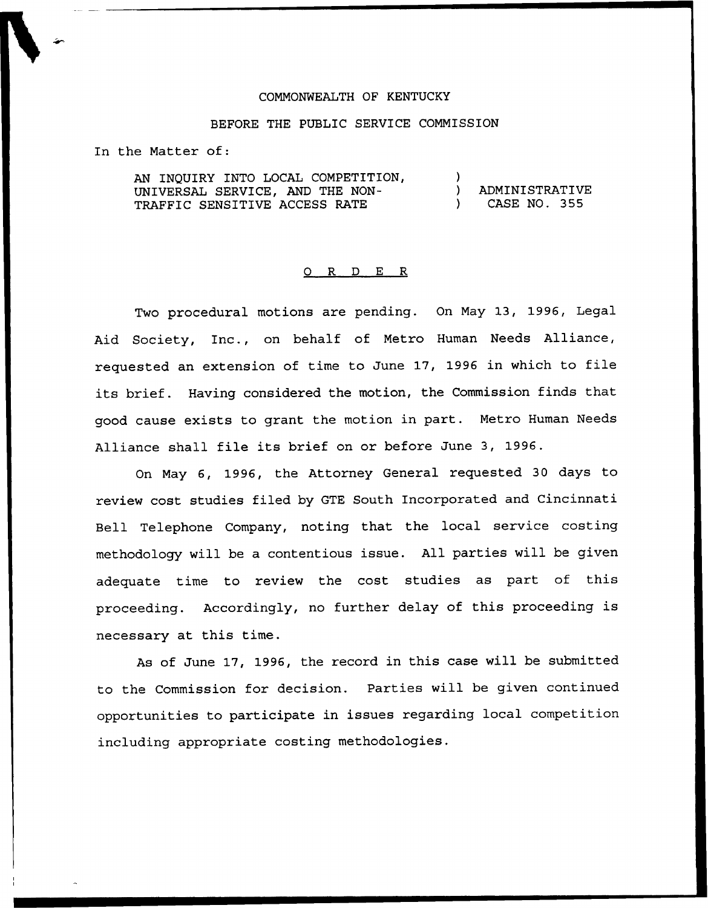COMMONWEALTH OF KENTUCKY

BEFORE THE PUBLIC SERVICE COMMISSION

In the Matter of:

| | | |
|---|---|---|
| AN INQUIRY INTO LOCAL COMPETITION, UNIVERSAL SERVICE, AND THE NON-TRAFFIC SENSITIVE ACCESS RATE | ) ) ) | ADMINISTRATIVE CASE NO. 355 |

O R D E R

Two procedural motions are pending. On May 13, 1996, Legal Aid Society, Inc., on behalf of Metro Human Needs Alliance, requested an extension of time to June 17, 1996 in which to file its brief. Having considered the motion, the Commission finds that good cause exists to grant the motion in part. Metro Human Needs Alliance shall file its brief on or before June 3, 1996.

On May 6, 1996, the Attorney General requested 30 days to review cost studies filed by GTE South Incorporated and Cincinnati Bell Telephone Company, noting that the local service costing methodology will be a contentious issue. All parties will be given adequate time to review the cost studies as part of this proceeding. Accordingly, no further delay of this proceeding is necessary at this time.

As of June 17, 1996, the record in this case will be submitted to the Commission for decision. Parties will be given continued opportunities to participate in issues regarding local competition including appropriate costing methodologies.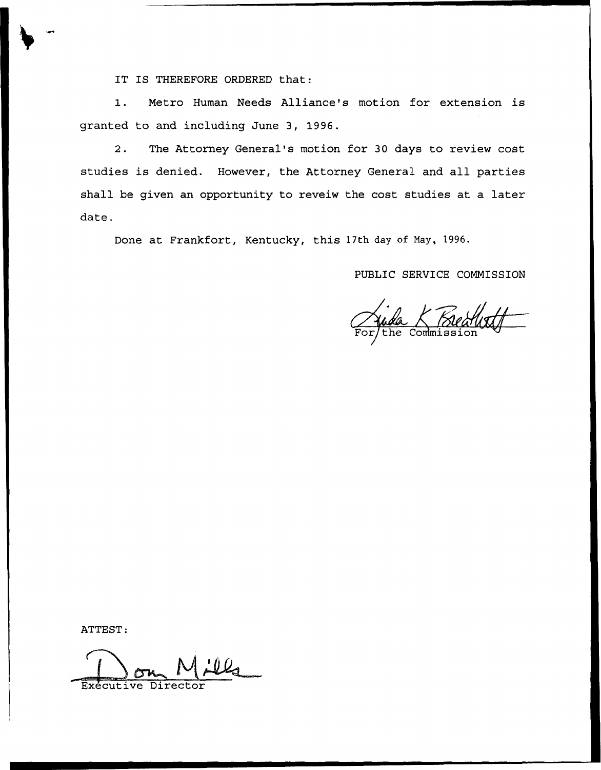IT IS THEREFORE ORDERED that:

1. Metro Human Needs Alliance's motion for extension is granted to and including June 3, 1996.

2. The Attorney General's motion for 30 days to review cost studies is denied. However, the Attorney General and all parties shall be given an opportunity to reveiw the cost studies at a later date.

Done at Frankfort, Kentucky, this 17th day of May, 1996.

PUBLIC SERVICE COMMISSION

For the Commission

ATTEST:

Executive Director